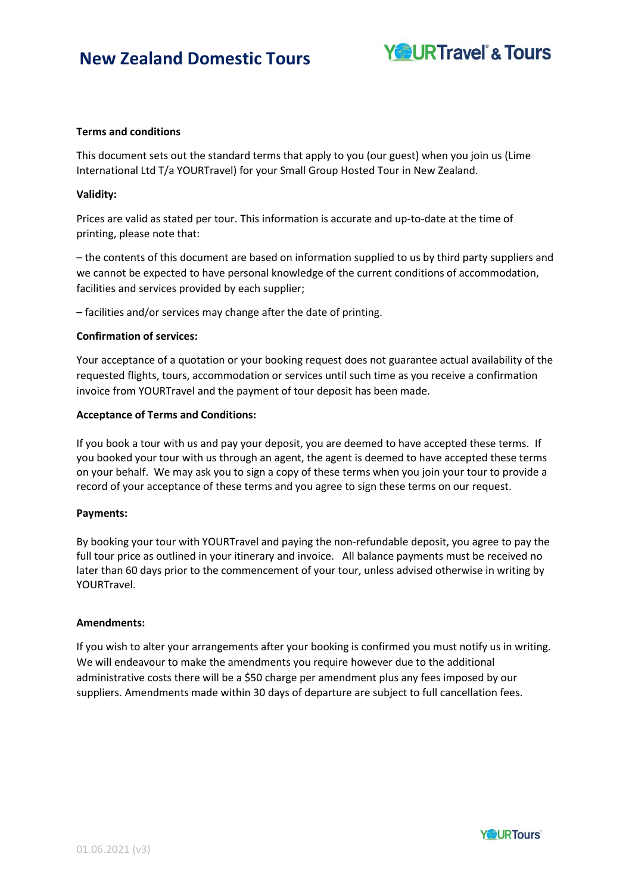# New Zealand Domestic Tours

**Terms and conditions**

This document sets out the standard terms that apply to you (our guest) when you join us (Lime International Ltd T/a YOURTravel) for your Small Group Hosted Tour in New Zealand.

**Validity:**

Prices are valid as stated per tour. This information is accurate and up-to-date at the time of printing, please note that:

– the contents of this document are based on information supplied to us by third party suppliers and we cannot be expected to have personal knowledge of the current conditions of accommodation, facilities and services provided by each supplier;

– facilities and/or services may change after the date of printing.

**Confirmation of services:**

Your acceptance of a quotation or your booking request does not guarantee actual availability of the requested flights, tours, accommodation or services until such time as you receive a confirmation invoice from YOURTravel and the payment of tour deposit has been made.

**Acceptance of Terms and Conditions:**

If you book a tour with us and pay your deposit, you are deemed to have accepted these terms. If you booked your tour with us through an agent, the agent is deemed to have accepted these terms on your behalf. We may ask you to sign a copy of these terms when you join your tour to provide a record of your acceptance of these terms and you agree to sign these terms on our request.

**Payments:**

By booking your tour with YOURTravel and paying the non-refundable deposit, you agree to pay the full tour price as outlined in your itinerary and invoice. All balance payments must be received no later than 60 days prior to the commencement of your tour, unless advised otherwise in writing by YOURTravel.

**Amendments:**

If you wish to alter your arrangements after your booking is confirmed you must notify us in writing. We will endeavour to make the amendments you require however due to the additional administrative costs there will be a $50 charge per amendment plus any fees imposed by our suppliers. Amendments made within 30 days of departure are subject to full cancellation fees.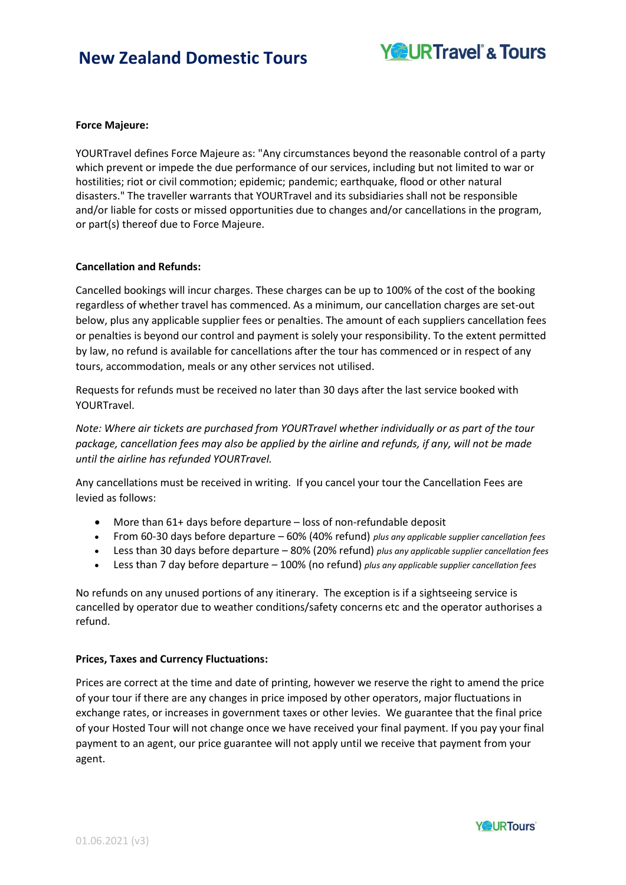**Force Majeure:**

YOURTravel defines Force Majeure as: "Any circumstances beyond the reasonable control of a party which prevent or impede the due performance of our services, including but not limited to war or hostilities; riot or civil commotion; epidemic; pandemic; earthquake, flood or other natural disasters." The traveller warrants that YOURTravel and its subsidiaries shall not be responsible and/or liable for costs or missed opportunities due to changes and/or cancellations in the program, or part(s) thereof due to Force Majeure.

**Cancellation and Refunds:**

Cancelled bookings will incur charges. These charges can be up to 100% of the cost of the booking regardless of whether travel has commenced. As a minimum, our cancellation charges are set-out below, plus any applicable supplier fees or penalties. The amount of each suppliers cancellation fees or penalties is beyond our control and payment is solely your responsibility. To the extent permitted by law, no refund is available for cancellations after the tour has commenced or in respect of any tours, accommodation, meals or any other services not utilised.

Requests for refunds must be received no later than 30 days after the last service booked with YOURTravel.

*Note: Where air tickets are purchased from YOURTravel whether individually or as part of the tour package, cancellation fees may also be applied by the airline and refunds, if any, will not be made until the airline has refunded YOURTravel.*

Any cancellations must be received in writing. If you cancel your tour the Cancellation Fees are levied as follows:

- More than 61+ days before departure – loss of non-refundable deposit
- From 60-30 days before departure – 60% (40% refund) *plus any applicable supplier cancellation fees*
- Less than 30 days before departure – 80% (20% refund) *plus any applicable supplier cancellation fees*
- Less than 7 day before departure – 100% (no refund) *plus any applicable supplier cancellation fees*

No refunds on any unused portions of any itinerary. The exception is if a sightseeing service is cancelled by operator due to weather conditions/safety concerns etc and the operator authorises a refund.

**Prices, Taxes and Currency Fluctuations:**

Prices are correct at the time and date of printing, however we reserve the right to amend the price of your tour if there are any changes in price imposed by other operators, major fluctuations in exchange rates, or increases in government taxes or other levies. We guarantee that the final price of your Hosted Tour will not change once we have received your final payment. If you pay your final payment to an agent, our price guarantee will not apply until we receive that payment from your agent.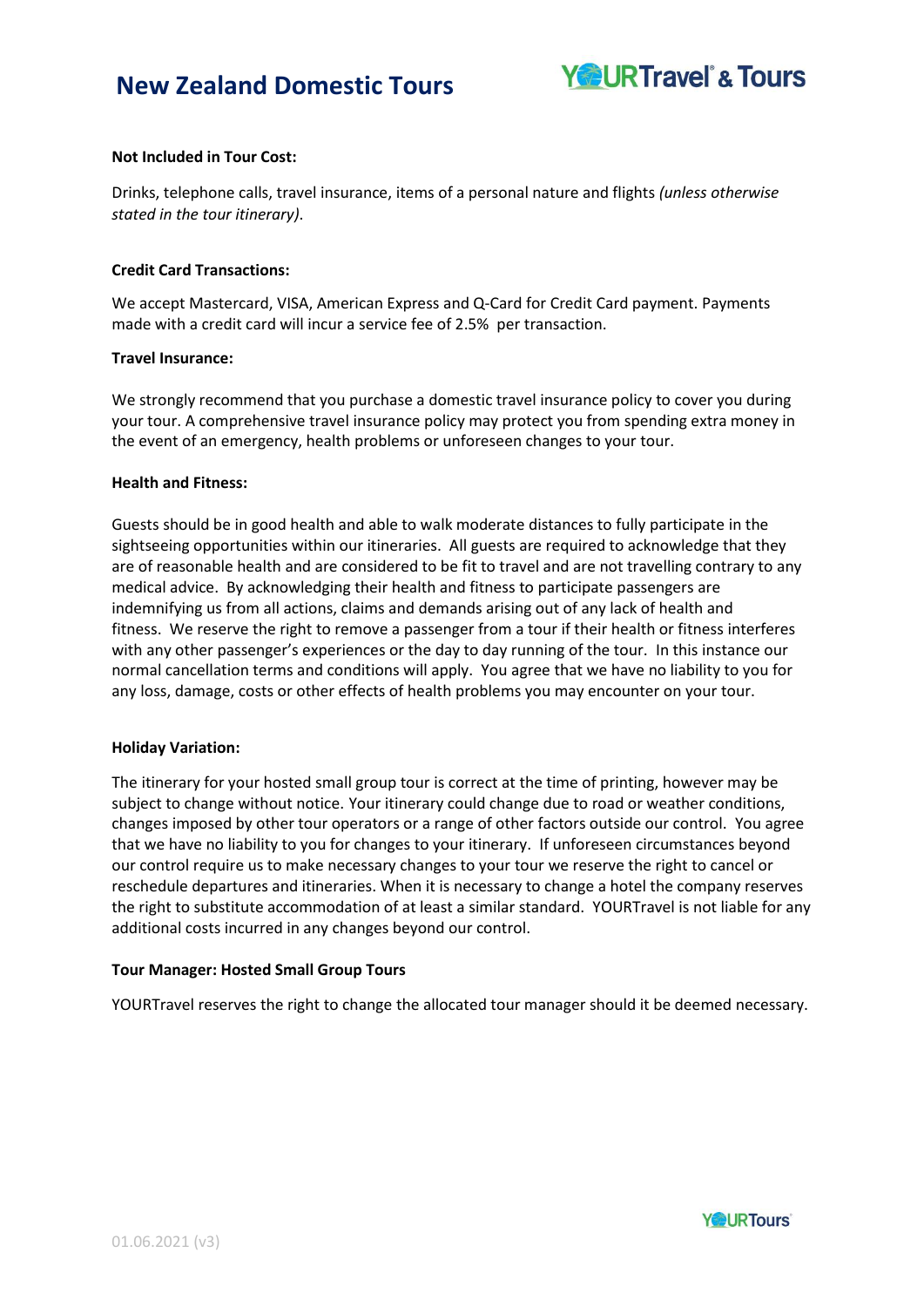**Not Included in Tour Cost:**

Drinks, telephone calls, travel insurance, items of a personal nature and flights *(unless otherwise stated in the tour itinerary)*.

**Credit Card Transactions:**

We accept Mastercard, VISA, American Express and Q-Card for Credit Card payment. Payments made with a credit card will incur a service fee of 2.5% per transaction.

**Travel Insurance:**

We strongly recommend that you purchase a domestic travel insurance policy to cover you during your tour. A comprehensive travel insurance policy may protect you from spending extra money in the event of an emergency, health problems or unforeseen changes to your tour.

**Health and Fitness:**

Guests should be in good health and able to walk moderate distances to fully participate in the sightseeing opportunities within our itineraries. All guests are required to acknowledge that they are of reasonable health and are considered to be fit to travel and are not travelling contrary to any medical advice. By acknowledging their health and fitness to participate passengers are indemnifying us from all actions, claims and demands arising out of any lack of health and fitness. We reserve the right to remove a passenger from a tour if their health or fitness interferes with any other passenger's experiences or the day to day running of the tour. In this instance our normal cancellation terms and conditions will apply. You agree that we have no liability to you for any loss, damage, costs or other effects of health problems you may encounter on your tour.

**Holiday Variation:**

The itinerary for your hosted small group tour is correct at the time of printing, however may be subject to change without notice. Your itinerary could change due to road or weather conditions, changes imposed by other tour operators or a range of other factors outside our control. You agree that we have no liability to you for changes to your itinerary. If unforeseen circumstances beyond our control require us to make necessary changes to your tour we reserve the right to cancel or reschedule departures and itineraries. When it is necessary to change a hotel the company reserves the right to substitute accommodation of at least a similar standard. YOURTravel is not liable for any additional costs incurred in any changes beyond our control.

**Tour Manager: Hosted Small Group Tours**

YOURTravel reserves the right to change the allocated tour manager should it be deemed necessary.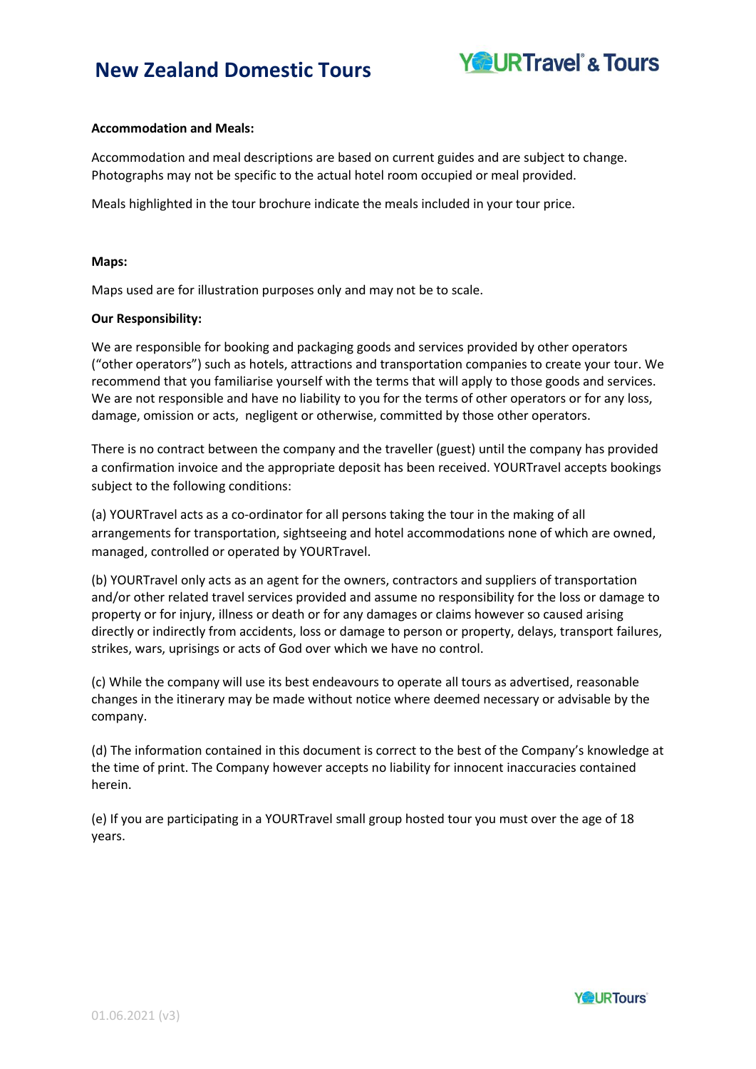**Accommodation and Meals:**

Accommodation and meal descriptions are based on current guides and are subject to change. Photographs may not be specific to the actual hotel room occupied or meal provided.

Meals highlighted in the tour brochure indicate the meals included in your tour price.

**Maps:**

Maps used are for illustration purposes only and may not be to scale.

**Our Responsibility:**

We are responsible for booking and packaging goods and services provided by other operators ("other operators") such as hotels, attractions and transportation companies to create your tour. We recommend that you familiarise yourself with the terms that will apply to those goods and services. We are not responsible and have no liability to you for the terms of other operators or for any loss, damage, omission or acts, negligent or otherwise, committed by those other operators.

There is no contract between the company and the traveller (guest) until the company has provided a confirmation invoice and the appropriate deposit has been received. YOURTravel accepts bookings subject to the following conditions:

(a) YOURTravel acts as a co-ordinator for all persons taking the tour in the making of all arrangements for transportation, sightseeing and hotel accommodations none of which are owned, managed, controlled or operated by YOURTravel.

(b) YOURTravel only acts as an agent for the owners, contractors and suppliers of transportation and/or other related travel services provided and assume no responsibility for the loss or damage to property or for injury, illness or death or for any damages or claims however so caused arising directly or indirectly from accidents, loss or damage to person or property, delays, transport failures, strikes, wars, uprisings or acts of God over which we have no control.

(c) While the company will use its best endeavours to operate all tours as advertised, reasonable changes in the itinerary may be made without notice where deemed necessary or advisable by the company.

(d) The information contained in this document is correct to the best of the Company's knowledge at the time of print. The Company however accepts no liability for innocent inaccuracies contained herein.

(e) If you are participating in a YOURTravel small group hosted tour you must over the age of 18 years.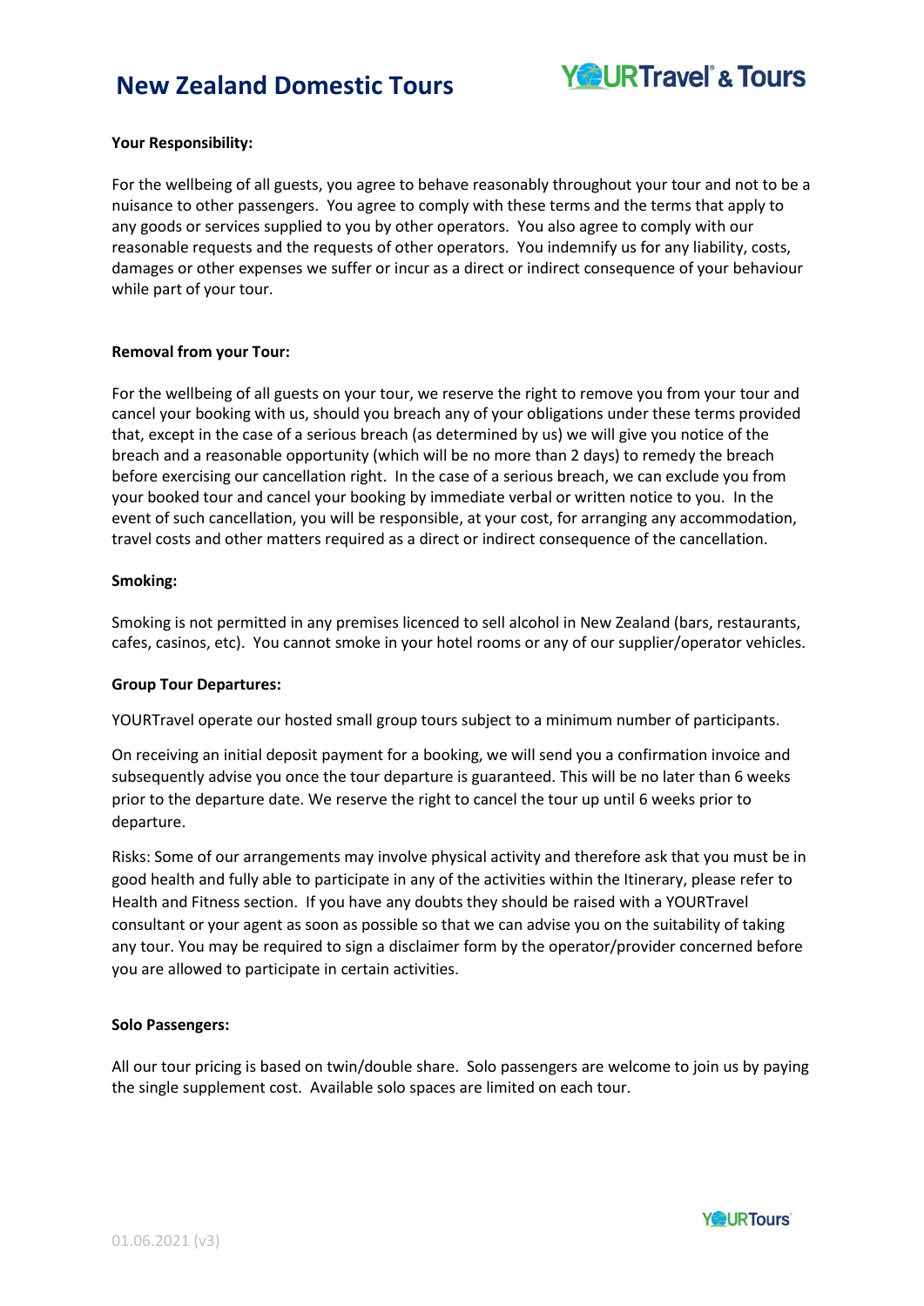**Your Responsibility:**

For the wellbeing of all guests, you agree to behave reasonably throughout your tour and not to be a nuisance to other passengers. You agree to comply with these terms and the terms that apply to any goods or services supplied to you by other operators. You also agree to comply with our reasonable requests and the requests of other operators. You indemnify us for any liability, costs, damages or other expenses we suffer or incur as a direct or indirect consequence of your behaviour while part of your tour.

**Removal from your Tour:**

For the wellbeing of all guests on your tour, we reserve the right to remove you from your tour and cancel your booking with us, should you breach any of your obligations under these terms provided that, except in the case of a serious breach (as determined by us) we will give you notice of the breach and a reasonable opportunity (which will be no more than 2 days) to remedy the breach before exercising our cancellation right. In the case of a serious breach, we can exclude you from your booked tour and cancel your booking by immediate verbal or written notice to you. In the event of such cancellation, you will be responsible, at your cost, for arranging any accommodation, travel costs and other matters required as a direct or indirect consequence of the cancellation.

**Smoking:**

Smoking is not permitted in any premises licenced to sell alcohol in New Zealand (bars, restaurants, cafes, casinos, etc). You cannot smoke in your hotel rooms or any of our supplier/operator vehicles.

**Group Tour Departures:**

YOURTravel operate our hosted small group tours subject to a minimum number of participants.

On receiving an initial deposit payment for a booking, we will send you a confirmation invoice and subsequently advise you once the tour departure is guaranteed. This will be no later than 6 weeks prior to the departure date. We reserve the right to cancel the tour up until 6 weeks prior to departure.

Risks: Some of our arrangements may involve physical activity and therefore ask that you must be in good health and fully able to participate in any of the activities within the Itinerary, please refer to Health and Fitness section. If you have any doubts they should be raised with a YOURTravel consultant or your agent as soon as possible so that we can advise you on the suitability of taking any tour. You may be required to sign a disclaimer form by the operator/provider concerned before you are allowed to participate in certain activities.

**Solo Passengers:**

All our tour pricing is based on twin/double share. Solo passengers are welcome to join us by paying the single supplement cost. Available solo spaces are limited on each tour.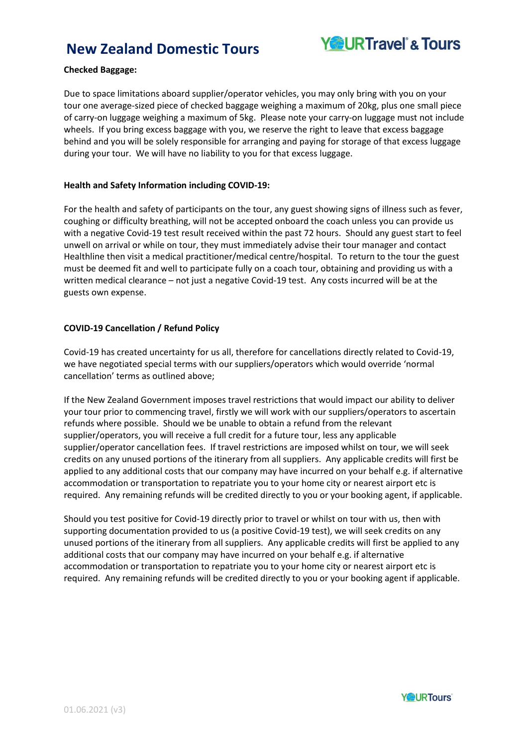**Checked Baggage:**

Due to space limitations aboard supplier/operator vehicles, you may only bring with you on your tour one average-sized piece of checked baggage weighing a maximum of 20kg, plus one small piece of carry-on luggage weighing a maximum of 5kg. Please note your carry-on luggage must not include wheels. If you bring excess baggage with you, we reserve the right to leave that excess baggage behind and you will be solely responsible for arranging and paying for storage of that excess luggage during your tour. We will have no liability to you for that excess luggage.

**Health and Safety Information including COVID-19:**

For the health and safety of participants on the tour, any guest showing signs of illness such as fever, coughing or difficulty breathing, will not be accepted onboard the coach unless you can provide us with a negative Covid-19 test result received within the past 72 hours. Should any guest start to feel unwell on arrival or while on tour, they must immediately advise their tour manager and contact Healthline then visit a medical practitioner/medical centre/hospital. To return to the tour the guest must be deemed fit and well to participate fully on a coach tour, obtaining and providing us with a written medical clearance – not just a negative Covid-19 test. Any costs incurred will be at the guests own expense.

**COVID-19 Cancellation / Refund Policy**

Covid-19 has created uncertainty for us all, therefore for cancellations directly related to Covid-19, we have negotiated special terms with our suppliers/operators which would override 'normal cancellation' terms as outlined above;

If the New Zealand Government imposes travel restrictions that would impact our ability to deliver your tour prior to commencing travel, firstly we will work with our suppliers/operators to ascertain refunds where possible. Should we be unable to obtain a refund from the relevant supplier/operators, you will receive a full credit for a future tour, less any applicable supplier/operator cancellation fees. If travel restrictions are imposed whilst on tour, we will seek credits on any unused portions of the itinerary from all suppliers. Any applicable credits will first be applied to any additional costs that our company may have incurred on your behalf e.g. if alternative accommodation or transportation to repatriate you to your home city or nearest airport etc is required. Any remaining refunds will be credited directly to you or your booking agent, if applicable.

Should you test positive for Covid-19 directly prior to travel or whilst on tour with us, then with supporting documentation provided to us (a positive Covid-19 test), we will seek credits on any unused portions of the itinerary from all suppliers. Any applicable credits will first be applied to any additional costs that our company may have incurred on your behalf e.g. if alternative accommodation or transportation to repatriate you to your home city or nearest airport etc is required. Any remaining refunds will be credited directly to you or your booking agent if applicable.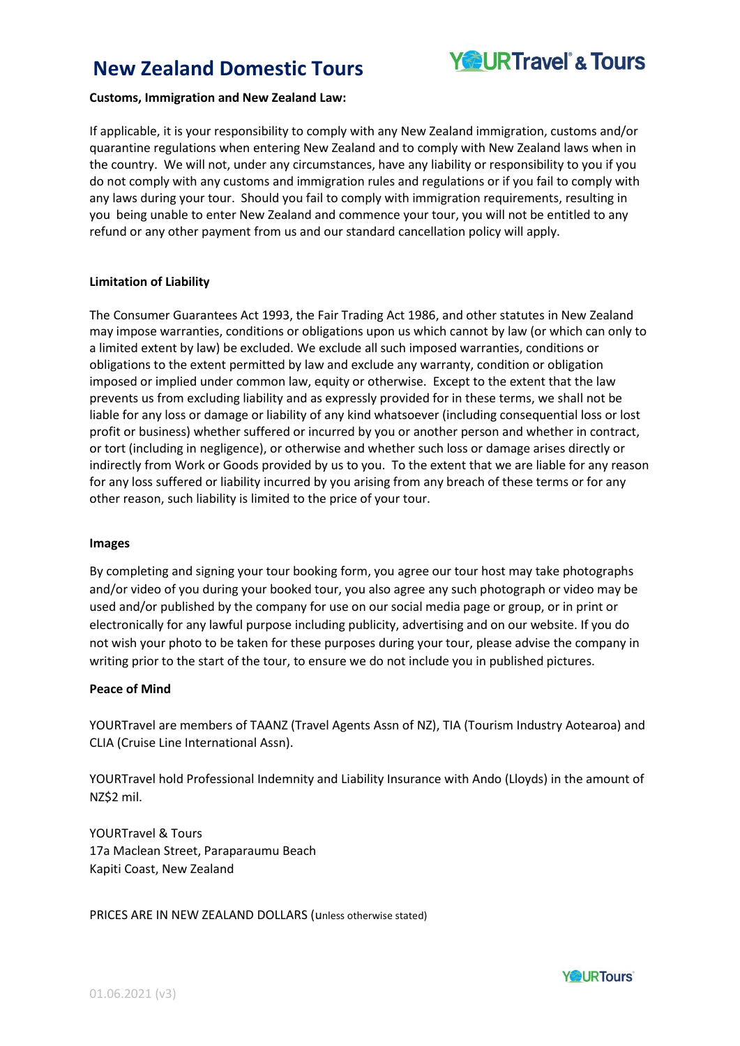## Customs, Immigration and New Zealand Law:

If applicable, it is your responsibility to comply with any New Zealand immigration, customs and/or quarantine regulations when entering New Zealand and to comply with New Zealand laws when in the country. We will not, under any circumstances, have any liability or responsibility to you if you do not comply with any customs and immigration rules and regulations or if you fail to comply with any laws during your tour. Should you fail to comply with immigration requirements, resulting in you being unable to enter New Zealand and commence your tour, you will not be entitled to any refund or any other payment from us and our standard cancellation policy will apply.

## Limitation of Liability

The Consumer Guarantees Act 1993, the Fair Trading Act 1986, and other statutes in New Zealand may impose warranties, conditions or obligations upon us which cannot by law (or which can only to a limited extent by law) be excluded. We exclude all such imposed warranties, conditions or obligations to the extent permitted by law and exclude any warranty, condition or obligation imposed or implied under common law, equity or otherwise. Except to the extent that the law prevents us from excluding liability and as expressly provided for in these terms, we shall not be liable for any loss or damage or liability of any kind whatsoever (including consequential loss or lost profit or business) whether suffered or incurred by you or another person and whether in contract, or tort (including in negligence), or otherwise and whether such loss or damage arises directly or indirectly from Work or Goods provided by us to you. To the extent that we are liable for any reason for any loss suffered or liability incurred by you arising from any breach of these terms or for any other reason, such liability is limited to the price of your tour.

## Images

By completing and signing your tour booking form, you agree our tour host may take photographs and/or video of you during your booked tour, you also agree any such photograph or video may be used and/or published by the company for use on our social media page or group, or in print or electronically for any lawful purpose including publicity, advertising and on our website. If you do not wish your photo to be taken for these purposes during your tour, please advise the company in writing prior to the start of the tour, to ensure we do not include you in published pictures.

## Peace of Mind

YOURTravel are members of TAANZ (Travel Agents Assn of NZ), TIA (Tourism Industry Aotearoa) and CLIA (Cruise Line International Assn).

YOURTravel hold Professional Indemnity and Liability Insurance with Ando (Lloyds) in the amount of NZ$2 mil.

YOURTravel & Tours
17a Maclean Street, Paraparaumu Beach
Kapiti Coast, New Zealand

PRICES ARE IN NEW ZEALAND DOLLARS (unless otherwise stated)